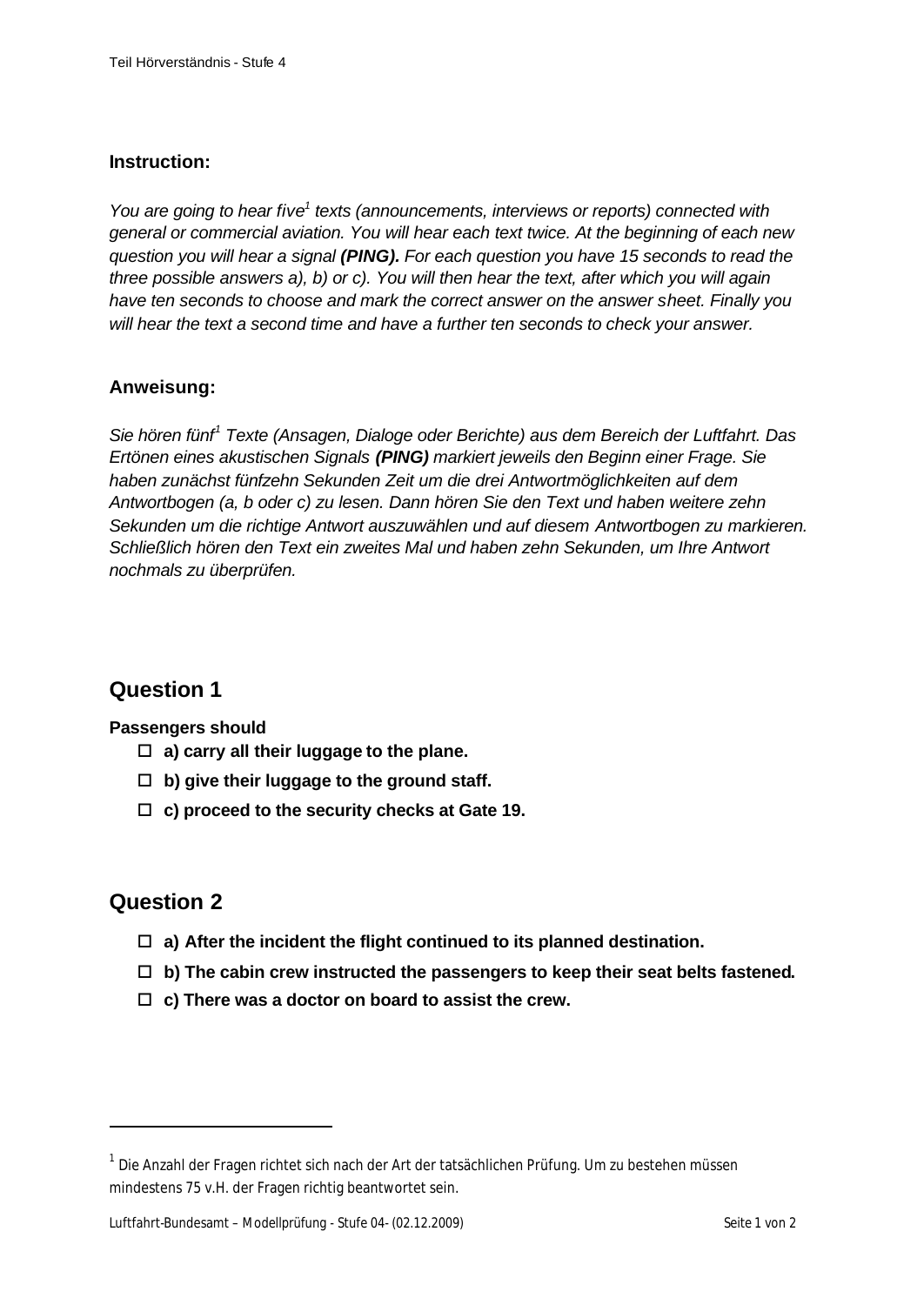**Instruction:**

*You are going to hear five[1] texts (announcements, interviews or reports) connected with general or commercial aviation. You will hear each text twice. At the beginning of each new question you will hear a signal **(PING).** For each question you have 15 seconds to read the three possible answers a), b) or c). You will then hear the text, after which you will again have ten seconds to choose and mark the correct answer on the answer sheet. Finally you will hear the text a second time and have a further ten seconds to check your answer.*

**Anweisung:**

*Sie hören fünf[1] Texte (Ansagen, Dialoge oder Berichte) aus dem Bereich der Luftfahrt. Das Ertönen eines akustischen Signals **(PING)** markiert jeweils den Beginn einer Frage. Sie haben zunächst fünfzehn Sekunden Zeit um die drei Antwortmöglichkeiten auf dem Antwortbogen (a, b oder c) zu lesen. Dann hören Sie den Text und haben weitere zehn Sekunden um die richtige Antwort auszuwählen und auf diesem Antwortbogen zu markieren. Schließlich hören den Text ein zweites Mal und haben zehn Sekunden, um Ihre Antwort nochmals zu überprüfen.*

## Question 1

**Passengers should**

- ☐ **a) carry all their luggage to the plane.**
- ☐ **b) give their luggage to the ground staff.**
- ☐ **c) proceed to the security checks at Gate 19.**

## Question 2

- ☐ **a) After the incident the flight continued to its planned destination.**
- ☐ **b) The cabin crew instructed the passengers to keep their seat belts fastened.**
- ☐ **c) There was a doctor on board to assist the crew.**

---

[1] Die Anzahl der Fragen richtet sich nach der Art der tatsächlichen Prüfung. Um zu bestehen müssen mindestens 75 v.H. der Fragen richtig beantwortet sein.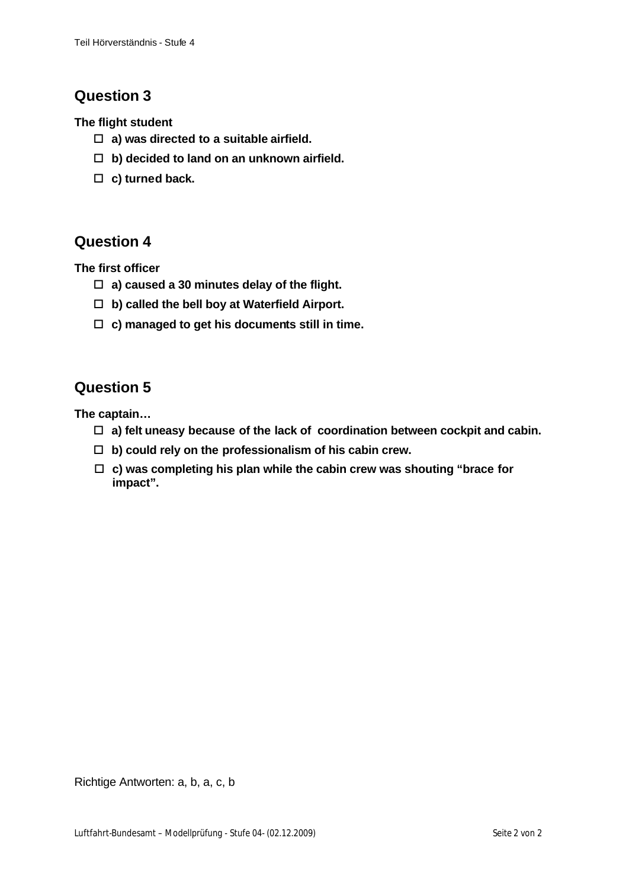## Question 3

**The flight student**

- ☐ **a) was directed to a suitable airfield.**
- ☐ **b) decided to land on an unknown airfield.**
- ☐ **c) turned back.**

## Question 4

**The first officer**

- ☐ **a) caused a 30 minutes delay of the flight.**
- ☐ **b) called the bell boy at Waterfield Airport.**
- ☐ **c) managed to get his documents still in time.**

## Question 5

**The captain…**

- ☐ **a) felt uneasy because of the lack of coordination between cockpit and cabin.**
- ☐ **b) could rely on the professionalism of his cabin crew.**
- ☐ **c) was completing his plan while the cabin crew was shouting "brace for impact".**

Richtige Antworten: a, b, a, c, b